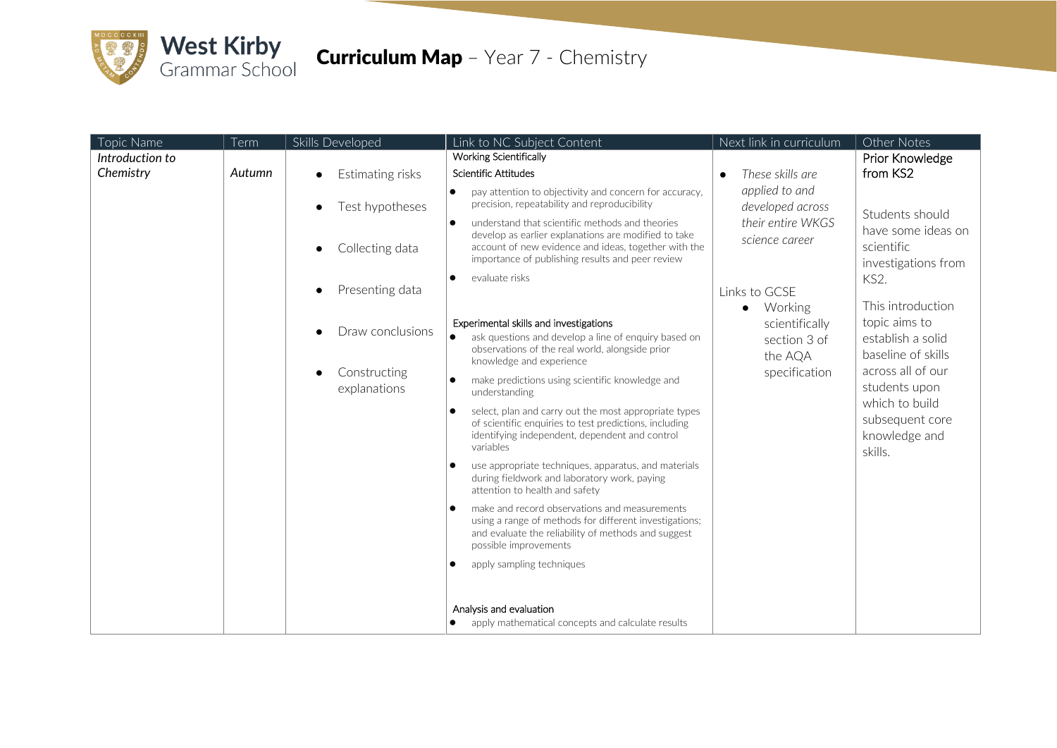# West Kirby Grammar School

## Curriculum Map – Year 7 - Chemistry

| Topic Name | Term | Skills Developed | Link to NC Subject Content | Next link in curriculum | Other Notes |
|---|---|---|---|---|---|
| *Introduction to Chemistry* | *Autumn* | • Estimating risks<br>• Test hypotheses<br>• Collecting data<br>• Presenting data<br>• Draw conclusions<br>• Constructing explanations | Working Scientifically<br>Scientific Attitudes<br>• pay attention to objectivity and concern for accuracy, precision, repeatability and reproducibility<br>• understand that scientific methods and theories develop as earlier explanations are modified to take account of new evidence and ideas, together with the importance of publishing results and peer review<br>• evaluate risks<br><br>Experimental skills and investigations<br>• ask questions and develop a line of enquiry based on observations of the real world, alongside prior knowledge and experience<br>• make predictions using scientific knowledge and understanding<br>• select, plan and carry out the most appropriate types of scientific enquiries to test predictions, including identifying independent, dependent and control variables<br>• use appropriate techniques, apparatus, and materials during fieldwork and laboratory work, paying attention to health and safety<br>• make and record observations and measurements using a range of methods for different investigations; and evaluate the reliability of methods and suggest possible improvements<br>• apply sampling techniques<br><br>Analysis and evaluation<br>• apply mathematical concepts and calculate results | • *These skills are applied to and developed across their entire WKGS science career*<br><br>Links to GCSE<br>• Working scientifically section 3 of the AQA specification | Prior Knowledge from KS2<br><br>Students should have some ideas on scientific investigations from KS2.<br><br>This introduction topic aims to establish a solid baseline of skills across all of our students upon which to build subsequent core knowledge and skills. |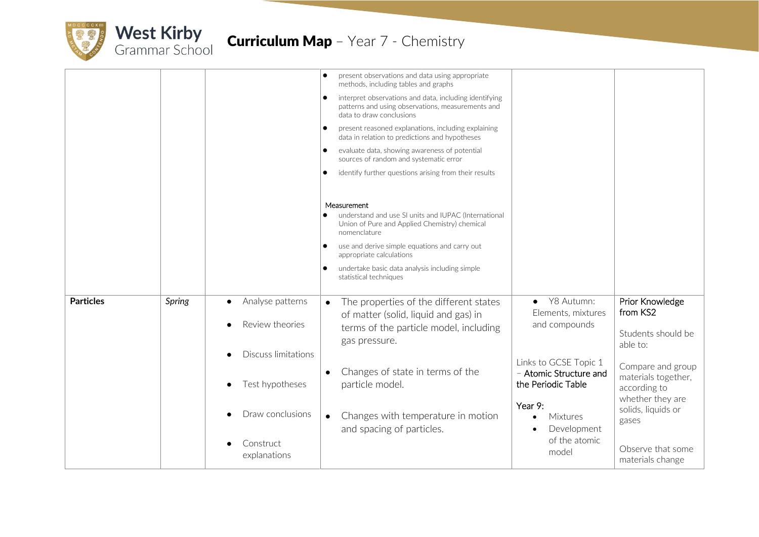# Curriculum Map – Year 7 - Chemistry

| | | | | | |
|---|---|---|---|---|---|
| | | | • present observations and data using appropriate methods, including tables and graphs<br>• interpret observations and data, including identifying patterns and using observations, measurements and data to draw conclusions<br>• present reasoned explanations, including explaining data in relation to predictions and hypotheses<br>• evaluate data, showing awareness of potential sources of random and systematic error<br>• identify further questions arising from their results<br><br>Measurement<br>• understand and use SI units and IUPAC (International Union of Pure and Applied Chemistry) chemical nomenclature<br>• use and derive simple equations and carry out appropriate calculations<br>• undertake basic data analysis including simple statistical techniques | | |
| **Particles** | *Spring* | • Analyse patterns<br>• Review theories<br>• Discuss limitations<br>• Test hypotheses<br>• Draw conclusions<br>• Construct explanations | • The properties of the different states of matter (solid, liquid and gas) in terms of the particle model, including gas pressure.<br>• Changes of state in terms of the particle model.<br>• Changes with temperature in motion and spacing of particles. | • Y8 Autumn: Elements, mixtures and compounds<br><br>Links to GCSE Topic 1 – Atomic Structure and the Periodic Table<br><br>Year 9:<br>• Mixtures<br>• Development of the atomic model | Prior Knowledge from KS2<br><br>Students should be able to:<br><br>Compare and group materials together, according to whether they are solids, liquids or gases<br><br>Observe that some materials change |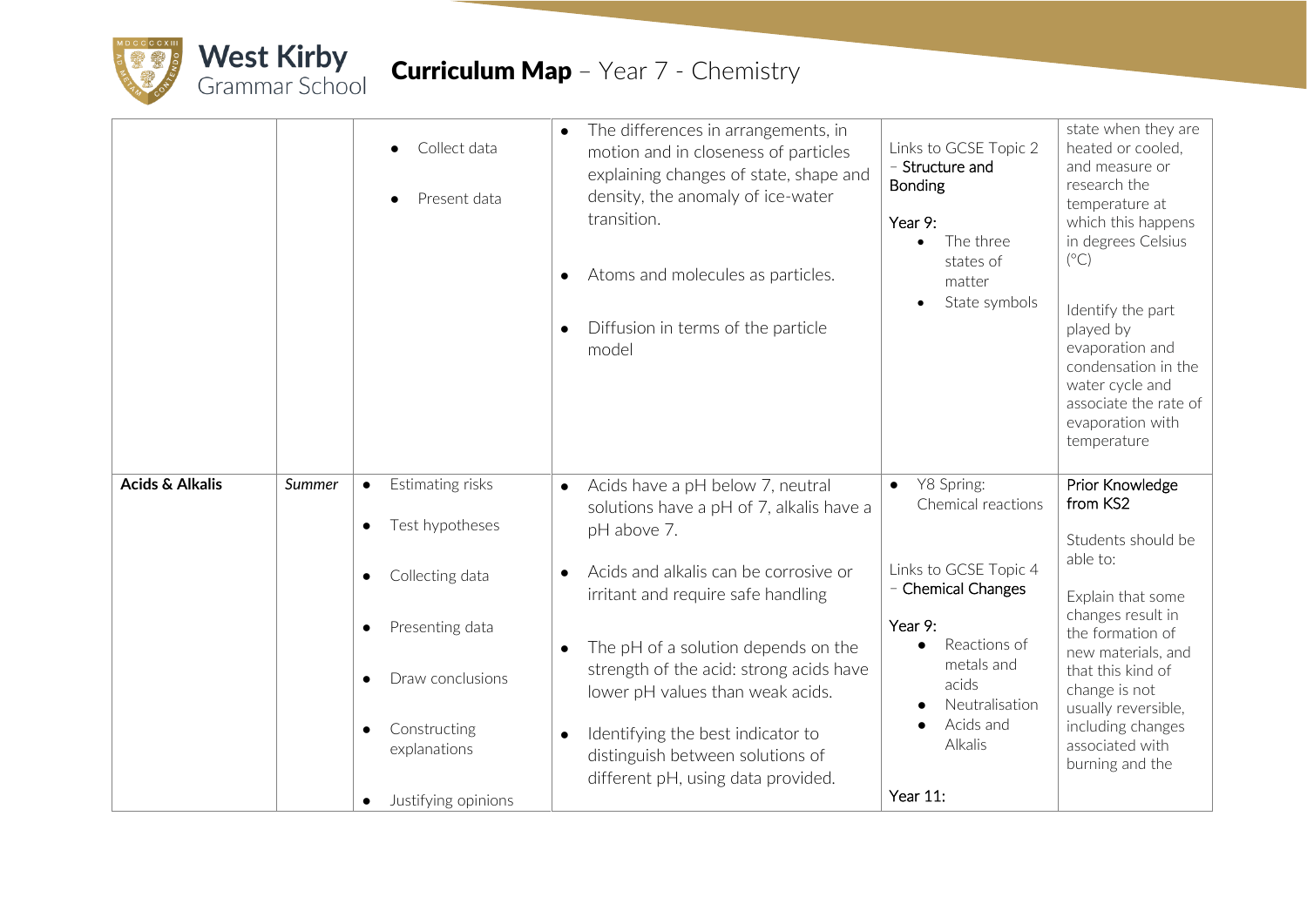# West Kirby Grammar School

## Curriculum Map – Year 7 - Chemistry

| | | | | | |
|---|---|---|---|---|---|
| | | • Collect data<br><br>• Present data | • The differences in arrangements, in motion and in closeness of particles explaining changes of state, shape and density, the anomaly of ice-water transition.<br><br>• Atoms and molecules as particles.<br><br>• Diffusion in terms of the particle model | Links to GCSE Topic 2 – Structure and Bonding<br><br>Year 9:<br>• The three states of matter<br>• State symbols | state when they are heated or cooled, and measure or research the temperature at which this happens in degrees Celsius (°C)<br><br>Identify the part played by evaporation and condensation in the water cycle and associate the rate of evaporation with temperature |
| **Acids & Alkalis** | *Summer* | • Estimating risks<br><br>• Test hypotheses<br><br>• Collecting data<br><br>• Presenting data<br><br>• Draw conclusions<br><br>• Constructing explanations<br><br>• Justifying opinions | • Acids have a pH below 7, neutral solutions have a pH of 7, alkalis have a pH above 7.<br><br>• Acids and alkalis can be corrosive or irritant and require safe handling<br><br>• The pH of a solution depends on the strength of the acid: strong acids have lower pH values than weak acids.<br><br>• Identifying the best indicator to distinguish between solutions of different pH, using data provided. | • Y8 Spring: Chemical reactions<br><br>Links to GCSE Topic 4 – Chemical Changes<br><br>Year 9:<br>• Reactions of metals and acids<br>• Neutralisation<br>• Acids and Alkalis<br><br>Year 11: | Prior Knowledge from KS2<br><br>Students should be able to:<br><br>Explain that some changes result in the formation of new materials, and that this kind of change is not usually reversible, including changes associated with burning and the |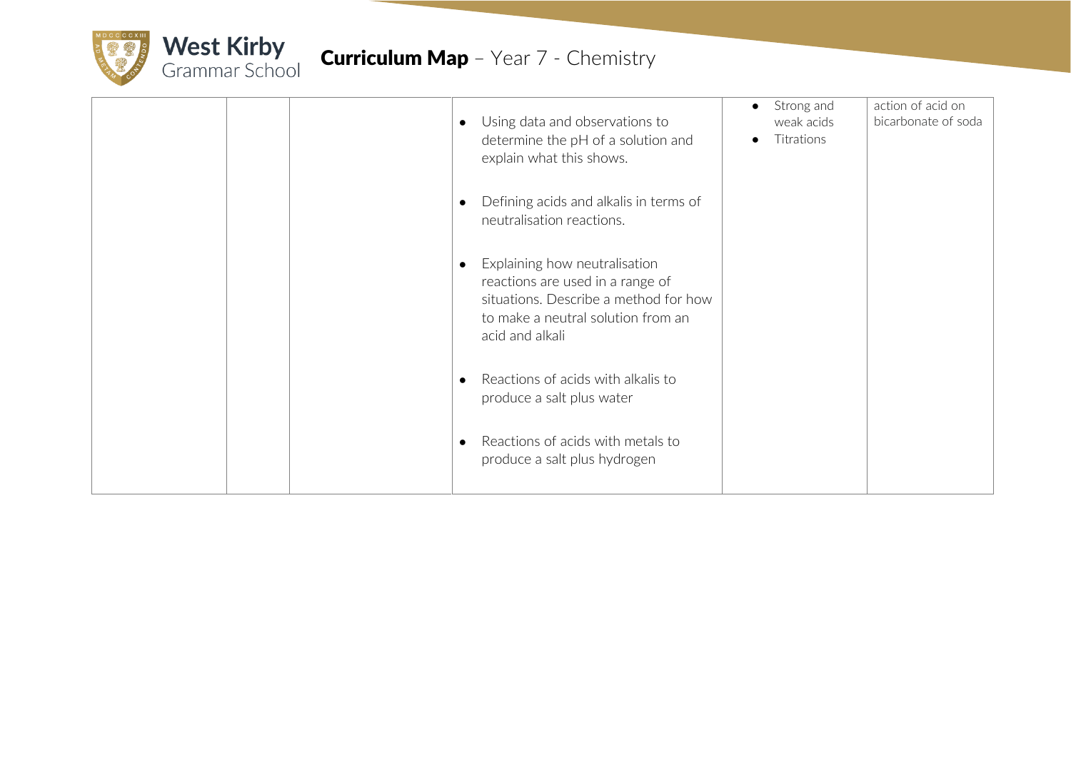| | | | | | |
|---|---|---|---|---|---|
| | | | • Using data and observations to determine the pH of a solution and explain what this shows.<br><br>• Defining acids and alkalis in terms of neutralisation reactions.<br><br>• Explaining how neutralisation reactions are used in a range of situations. Describe a method for how to make a neutral solution from an acid and alkali<br><br>• Reactions of acids with alkalis to produce a salt plus water<br><br>• Reactions of acids with metals to produce a salt plus hydrogen | • Strong and weak acids<br>• Titrations | action of acid on bicarbonate of soda |